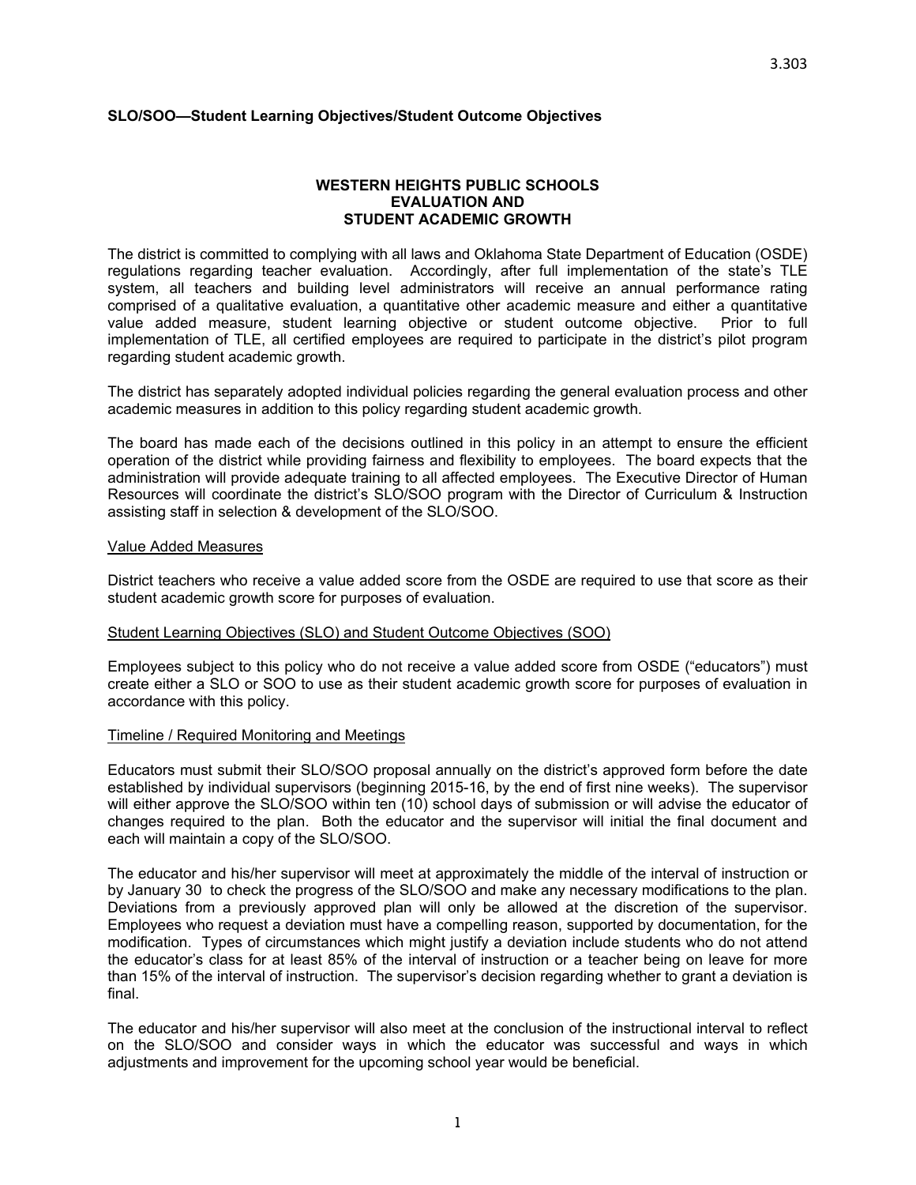3.303

**SLO/SOO—Student Learning Objectives/Student Outcome Objectives**

## WESTERN HEIGHTS PUBLIC SCHOOLS
## EVALUATION AND
## STUDENT ACADEMIC GROWTH

The district is committed to complying with all laws and Oklahoma State Department of Education (OSDE) regulations regarding teacher evaluation. Accordingly, after full implementation of the state's TLE system, all teachers and building level administrators will receive an annual performance rating comprised of a qualitative evaluation, a quantitative other academic measure and either a quantitative value added measure, student learning objective or student outcome objective. Prior to full implementation of TLE, all certified employees are required to participate in the district's pilot program regarding student academic growth.

The district has separately adopted individual policies regarding the general evaluation process and other academic measures in addition to this policy regarding student academic growth.

The board has made each of the decisions outlined in this policy in an attempt to ensure the efficient operation of the district while providing fairness and flexibility to employees. The board expects that the administration will provide adequate training to all affected employees. The Executive Director of Human Resources will coordinate the district's SLO/SOO program with the Director of Curriculum & Instruction assisting staff in selection & development of the SLO/SOO.

Value Added Measures

District teachers who receive a value added score from the OSDE are required to use that score as their student academic growth score for purposes of evaluation.

Student Learning Objectives (SLO) and Student Outcome Objectives (SOO)

Employees subject to this policy who do not receive a value added score from OSDE ("educators") must create either a SLO or SOO to use as their student academic growth score for purposes of evaluation in accordance with this policy.

Timeline / Required Monitoring and Meetings

Educators must submit their SLO/SOO proposal annually on the district's approved form before the date established by individual supervisors (beginning 2015-16, by the end of first nine weeks). The supervisor will either approve the SLO/SOO within ten (10) school days of submission or will advise the educator of changes required to the plan. Both the educator and the supervisor will initial the final document and each will maintain a copy of the SLO/SOO.

The educator and his/her supervisor will meet at approximately the middle of the interval of instruction or by January 30 to check the progress of the SLO/SOO and make any necessary modifications to the plan. Deviations from a previously approved plan will only be allowed at the discretion of the supervisor. Employees who request a deviation must have a compelling reason, supported by documentation, for the modification. Types of circumstances which might justify a deviation include students who do not attend the educator's class for at least 85% of the interval of instruction or a teacher being on leave for more than 15% of the interval of instruction. The supervisor's decision regarding whether to grant a deviation is final.

The educator and his/her supervisor will also meet at the conclusion of the instructional interval to reflect on the SLO/SOO and consider ways in which the educator was successful and ways in which adjustments and improvement for the upcoming school year would be beneficial.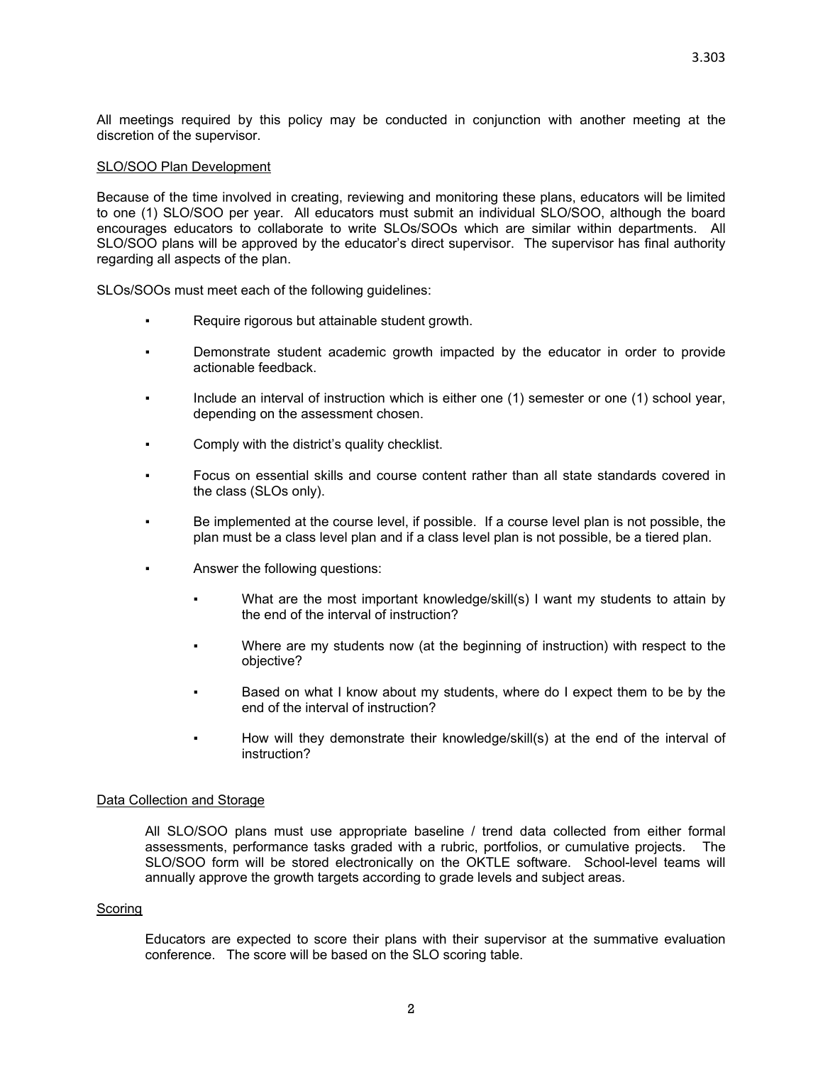All meetings required by this policy may be conducted in conjunction with another meeting at the discretion of the supervisor.

SLO/SOO Plan Development

Because of the time involved in creating, reviewing and monitoring these plans, educators will be limited to one (1) SLO/SOO per year. All educators must submit an individual SLO/SOO, although the board encourages educators to collaborate to write SLOs/SOOs which are similar within departments. All SLO/SOO plans will be approved by the educator's direct supervisor. The supervisor has final authority regarding all aspects of the plan.

SLOs/SOOs must meet each of the following guidelines:

- Require rigorous but attainable student growth.
- Demonstrate student academic growth impacted by the educator in order to provide actionable feedback.
- Include an interval of instruction which is either one (1) semester or one (1) school year, depending on the assessment chosen.
- Comply with the district's quality checklist.
- Focus on essential skills and course content rather than all state standards covered in the class (SLOs only).
- Be implemented at the course level, if possible. If a course level plan is not possible, the plan must be a class level plan and if a class level plan is not possible, be a tiered plan.
- Answer the following questions:
  - What are the most important knowledge/skill(s) I want my students to attain by the end of the interval of instruction?
  - Where are my students now (at the beginning of instruction) with respect to the objective?
  - Based on what I know about my students, where do I expect them to be by the end of the interval of instruction?
  - How will they demonstrate their knowledge/skill(s) at the end of the interval of instruction?

Data Collection and Storage

All SLO/SOO plans must use appropriate baseline / trend data collected from either formal assessments, performance tasks graded with a rubric, portfolios, or cumulative projects. The SLO/SOO form will be stored electronically on the OKTLE software. School-level teams will annually approve the growth targets according to grade levels and subject areas.

Scoring

Educators are expected to score their plans with their supervisor at the summative evaluation conference. The score will be based on the SLO scoring table.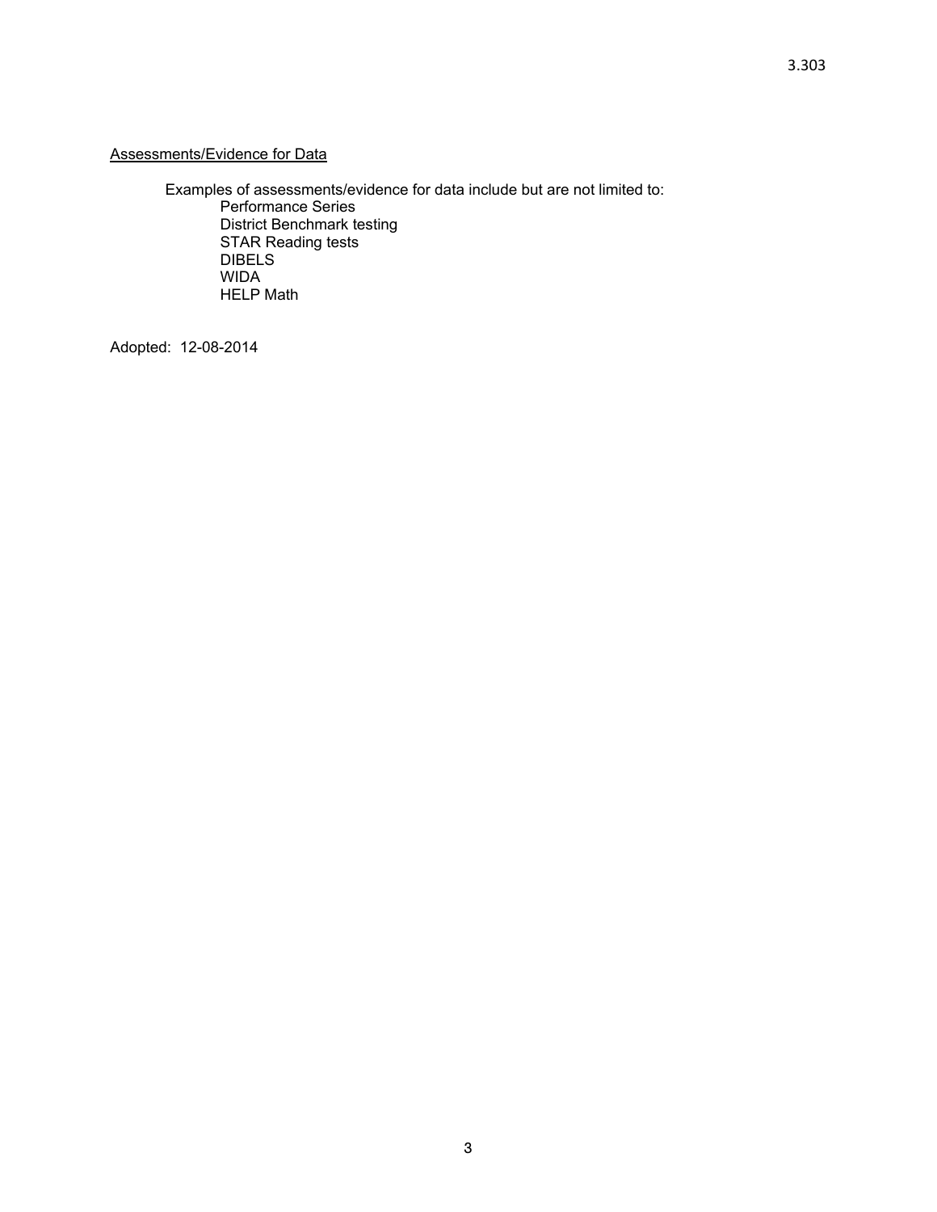Assessments/Evidence for Data

Examples of assessments/evidence for data include but are not limited to:

- Performance Series
- District Benchmark testing
- STAR Reading tests
- DIBELS
- WIDA
- HELP Math

Adopted: 12-08-2014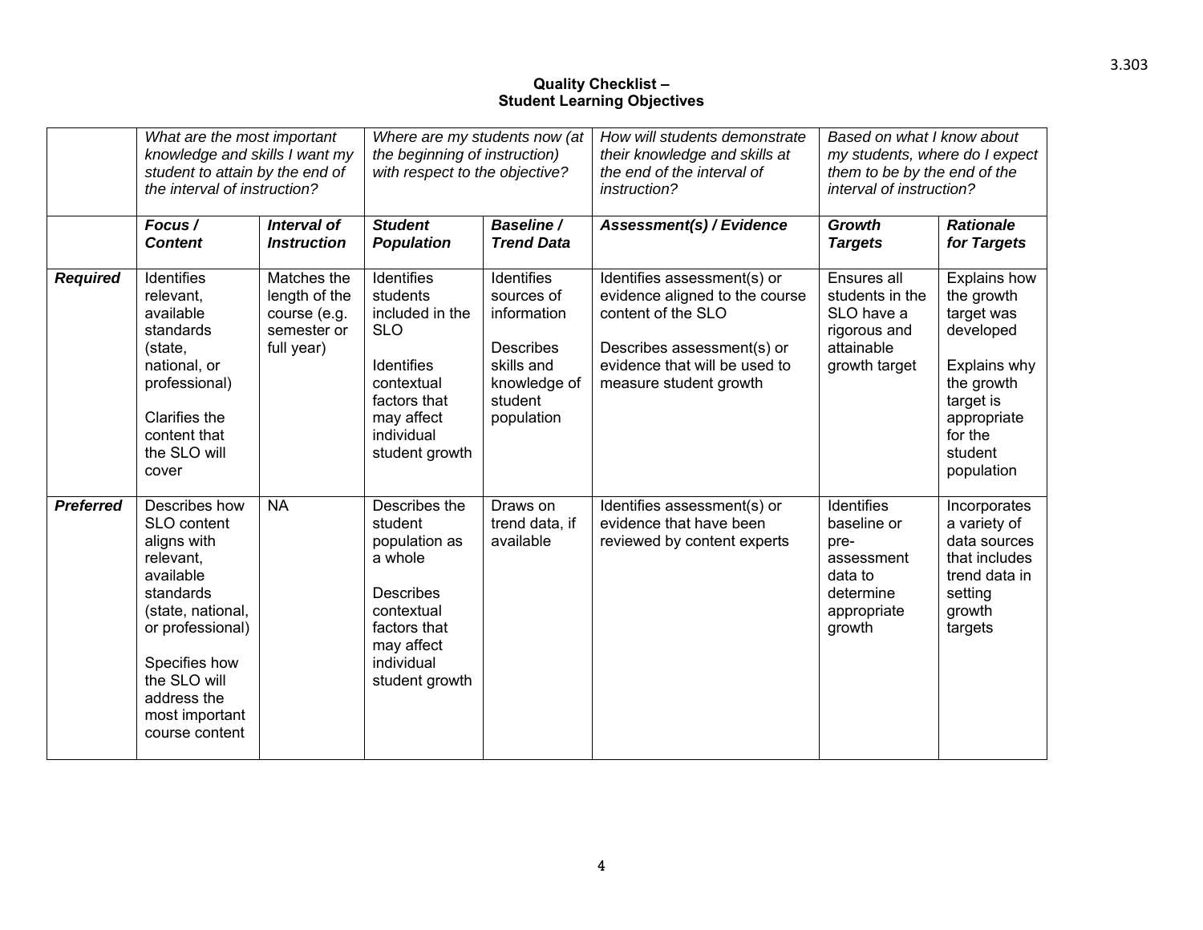# Quality Checklist – Student Learning Objectives

| | *What are the most important knowledge and skills I want my student to attain by the end of the interval of instruction?* | | *Where are my students now (at the beginning of instruction) with respect to the objective?* | | *How will students demonstrate their knowledge and skills at the end of the interval of instruction?* | *Based on what I know about my students, where do I expect them to be by the end of the interval of instruction?* | |
|---|---|---|---|---|---|---|---|
| | ***Focus / Content*** | ***Interval of Instruction*** | ***Student Population*** | ***Baseline / Trend Data*** | ***Assessment(s) / Evidence*** | ***Growth Targets*** | ***Rationale for Targets*** |
| ***Required*** | Identifies relevant, available standards (state, national, or professional)<br><br>Clarifies the content that the SLO will cover | Matches the length of the course (e.g. semester or full year) | Identifies students included in the SLO<br><br>Identifies contextual factors that may affect individual student growth | Identifies sources of information<br><br>Describes skills and knowledge of student population | Identifies assessment(s) or evidence aligned to the course content of the SLO<br><br>Describes assessment(s) or evidence that will be used to measure student growth | Ensures all students in the SLO have a rigorous and attainable growth target | Explains how the growth target was developed<br><br>Explains why the growth target is appropriate for the student population |
| ***Preferred*** | Describes how SLO content aligns with relevant, available standards (state, national, or professional)<br><br>Specifies how the SLO will address the most important course content | NA | Describes the student population as a whole<br><br>Describes contextual factors that may affect individual student growth | Draws on trend data, if available | Identifies assessment(s) or evidence that have been reviewed by content experts | Identifies baseline or pre-assessment data to determine appropriate growth | Incorporates a variety of data sources that includes trend data in setting growth targets |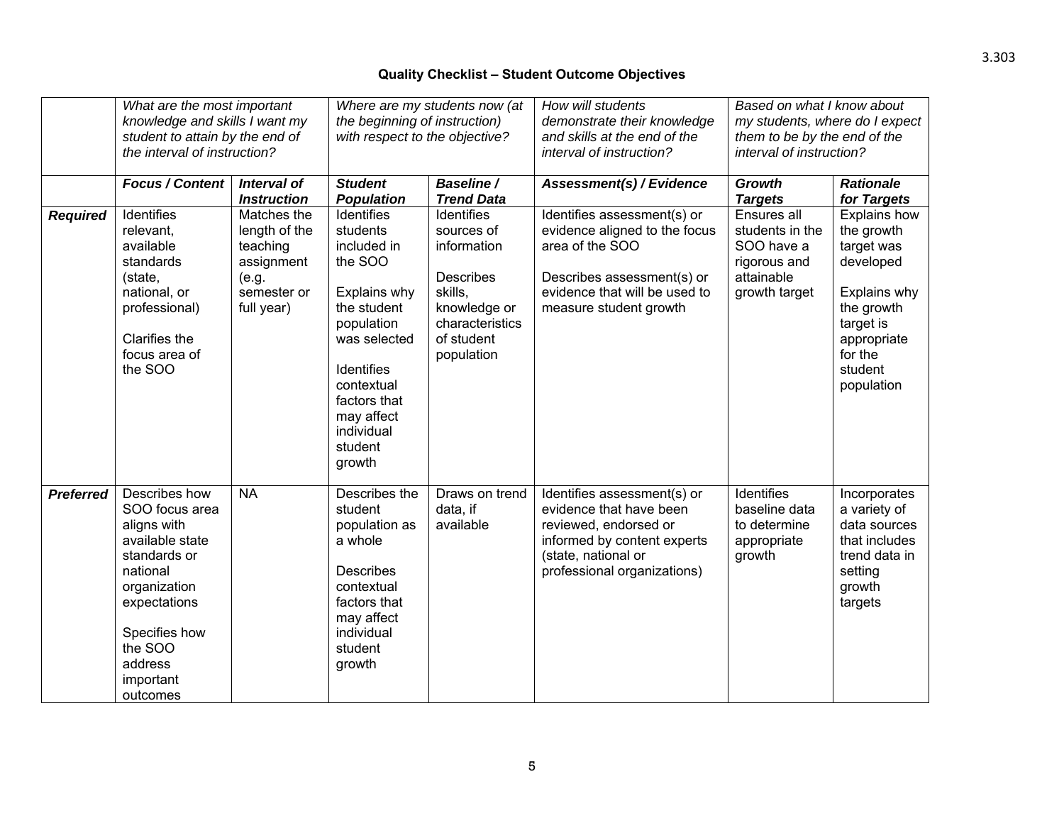# Quality Checklist – Student Outcome Objectives

| | *What are the most important knowledge and skills I want my student to attain by the end of the interval of instruction?* | | *Where are my students now (at the beginning of instruction) with respect to the objective?* | | *How will students demonstrate their knowledge and skills at the end of the interval of instruction?* | *Based on what I know about my students, where do I expect them to be by the end of the interval of instruction?* | |
|---|---|---|---|---|---|---|---|
| | ***Focus / Content*** | ***Interval of Instruction*** | ***Student Population*** | ***Baseline / Trend Data*** | ***Assessment(s) / Evidence*** | ***Growth Targets*** | ***Rationale for Targets*** |
| ***Required*** | Identifies relevant, available standards (state, national, or professional)<br><br>Clarifies the focus area of the SOO | Matches the length of the teaching assignment (e.g. semester or full year) | Identifies students included in the SOO<br><br>Explains why the student population was selected<br><br>Identifies contextual factors that may affect individual student growth | Identifies sources of information<br><br>Describes skills, knowledge or characteristics of student population | Identifies assessment(s) or evidence aligned to the focus area of the SOO<br><br>Describes assessment(s) or evidence that will be used to measure student growth | Ensures all students in the SOO have a rigorous and attainable growth target | Explains how the growth target was developed<br><br>Explains why the growth target is appropriate for the student population |
| ***Preferred*** | Describes how SOO focus area aligns with available state standards or national organization expectations<br><br>Specifies how the SOO address important outcomes | NA | Describes the student population as a whole<br><br>Describes contextual factors that may affect individual student growth | Draws on trend data, if available | Identifies assessment(s) or evidence that have been reviewed, endorsed or informed by content experts (state, national or professional organizations) | Identifies baseline data to determine appropriate growth | Incorporates a variety of data sources that includes trend data in setting growth targets |